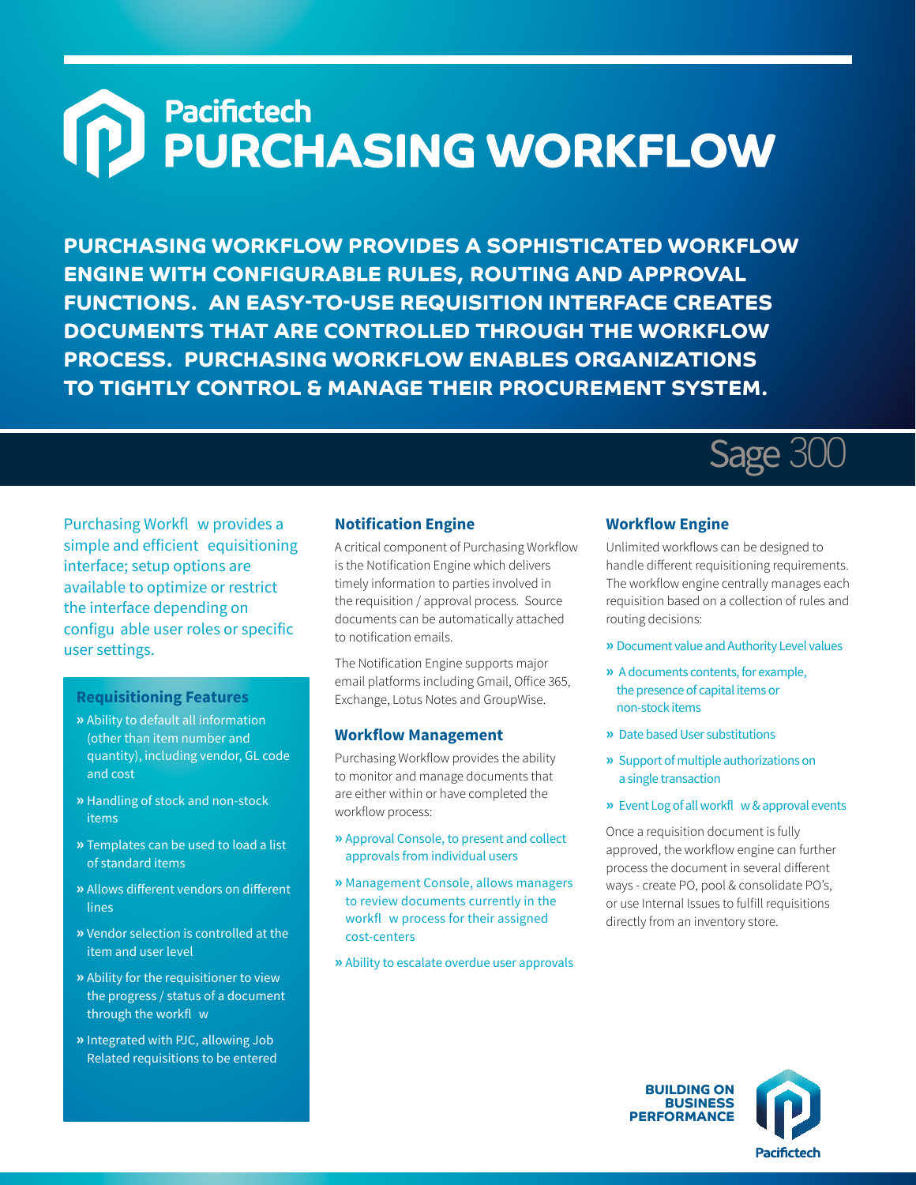# Pacifictech PURCHASING WORKFLOW

**PURCHASING WORKFLOW PROVIDES A SOPHISTICATED WORKFLOW ENGINE WITH CONFIGURABLE RULES, ROUTING AND APPROVAL FUNCTIONS. AN EASY-TO-USE REQUISITION INTERFACE CREATES DOCUMENTS THAT ARE CONTROLLED THROUGH THE WORKFLOW PROCESS. PURCHASING WORKFLOW ENABLES ORGANIZATIONS TO TIGHTLY CONTROL & MANAGE THEIR PROCUREMENT SYSTEM.**

Sage 300

Purchasing Workfl w provides a simple and efficient equisitioning interface; setup options are available to optimize or restrict the interface depending on configu able user roles or specific user settings.

### Requisitioning Features

- » Ability to default all information (other than item number and quantity), including vendor, GL code and cost
- » Handling of stock and non-stock items
- » Templates can be used to load a list of standard items
- » Allows different vendors on different lines
- » Vendor selection is controlled at the item and user level
- » Ability for the requisitioner to view the progress / status of a document through the workfl w
- » Integrated with PJC, allowing Job Related requisitions to be entered

### Notification Engine

A critical component of Purchasing Workflow is the Notification Engine which delivers timely information to parties involved in the requisition / approval process. Source documents can be automatically attached to notification emails.

The Notification Engine supports major email platforms including Gmail, Office 365, Exchange, Lotus Notes and GroupWise.

### Workflow Management

Purchasing Workflow provides the ability to monitor and manage documents that are either within or have completed the workflow process:

- » Approval Console, to present and collect approvals from individual users
- » Management Console, allows managers to review documents currently in the workfl w process for their assigned cost-centers
- » Ability to escalate overdue user approvals

### Workflow Engine

Unlimited workflows can be designed to handle different requisitioning requirements. The workflow engine centrally manages each requisition based on a collection of rules and routing decisions:

- » Document value and Authority Level values
- » A documents contents, for example, the presence of capital items or non-stock items
- » Date based User substitutions
- » Support of multiple authorizations on a single transaction
- » Event Log of all workfl w & approval events

Once a requisition document is fully approved, the workflow engine can further process the document in several different ways - create PO, pool & consolidate PO's, or use Internal Issues to fulfill requisitions directly from an inventory store.

**BUILDING ON BUSINESS PERFORMANCE**

Pacifictech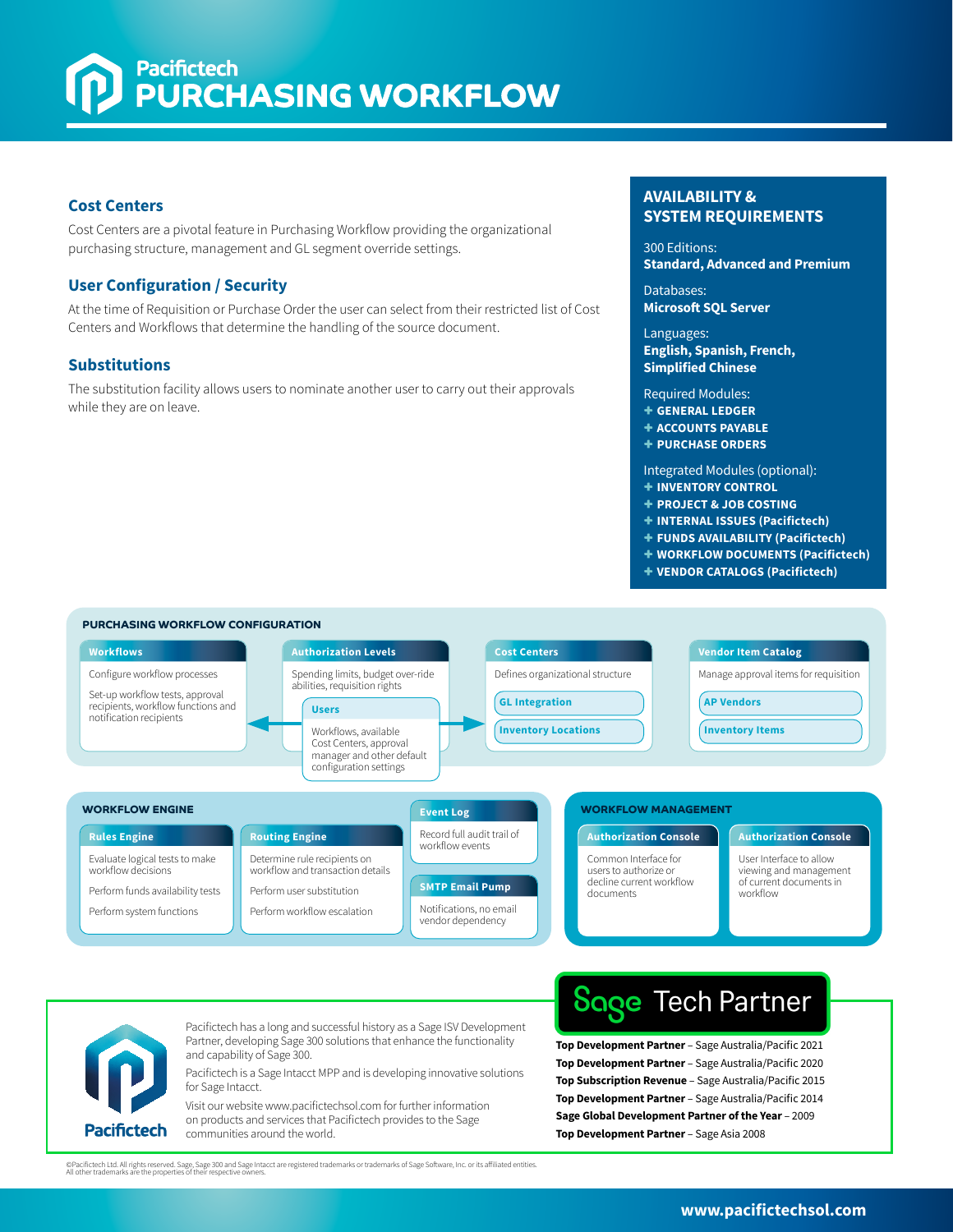# Pacifictech PURCHASING WORKFLOW

## Cost Centers

Cost Centers are a pivotal feature in Purchasing Workflow providing the organizational purchasing structure, management and GL segment override settings.

## User Configuration / Security

At the time of Requisition or Purchase Order the user can select from their restricted list of Cost Centers and Workflows that determine the handling of the source document.

## Substitutions

The substitution facility allows users to nominate another user to carry out their approvals while they are on leave.

## AVAILABILITY & SYSTEM REQUIREMENTS

300 Editions:
**Standard, Advanced and Premium**

Databases:
**Microsoft SQL Server**

Languages:
**English, Spanish, French, Simplified Chinese**

Required Modules:
- **GENERAL LEDGER**
- **ACCOUNTS PAYABLE**
- **PURCHASE ORDERS**

Integrated Modules (optional):
- **INVENTORY CONTROL**
- **PROJECT & JOB COSTING**
- **INTERNAL ISSUES (Pacifictech)**
- **FUNDS AVAILABILITY (Pacifictech)**
- **WORKFLOW DOCUMENTS (Pacifictech)**
- **VENDOR CATALOGS (Pacifictech)**

## PURCHASING WORKFLOW CONFIGURATION

**Workflows**
- Configure workflow processes
- Set-up workflow tests, approval recipients, workflow functions and notification recipients

**Authorization Levels**
- Spending limits, budget over-ride abilities, requisition rights

**Users**
- Workflows, available Cost Centers, approval manager and other default configuration settings

**Cost Centers**
- Defines organizational structure
- GL Integration
- Inventory Locations

**Vendor Item Catalog**
- Manage approval items for requisition
- AP Vendors
- Inventory Items

## WORKFLOW ENGINE

**Rules Engine**
- Evaluate logical tests to make workflow decisions
- Perform funds availability tests
- Perform system functions

**Routing Engine**
- Determine rule recipients on workflow and transaction details
- Perform user substitution
- Perform workflow escalation

**Event Log**
- Record full audit trail of workflow events

**SMTP Email Pump**
- Notifications, no email vendor dependency

## WORKFLOW MANAGEMENT

**Authorization Console**
- Common Interface for users to authorize or decline current workflow documents

**Authorization Console**
- User Interface to allow viewing and management of current documents in workflow

---

Pacifictech has a long and successful history as a Sage ISV Development Partner, developing Sage 300 solutions that enhance the functionality and capability of Sage 300.

Pacifictech is a Sage Intacct MPP and is developing innovative solutions for Sage Intacct.

Visit our website www.pacifictechsol.com for further information on products and services that Pacifictech provides to the Sage communities around the world.

Pacifictech

**Sage Tech Partner**

**Top Development Partner** – Sage Australia/Pacific 2021
**Top Development Partner** – Sage Australia/Pacific 2020
**Top Subscription Revenue** – Sage Australia/Pacific 2015
**Top Development Partner** – Sage Australia/Pacific 2014
**Sage Global Development Partner of the Year** – 2009
**Top Development Partner** – Sage Asia 2008

©Pacifictech Ltd. All rights reserved. Sage, Sage 300 and Sage Intacct are registered trademarks or trademarks of Sage Software, Inc. or its affiliated entities.
All other trademarks are the properties of their respective owners.

**www.pacifictechsol.com**